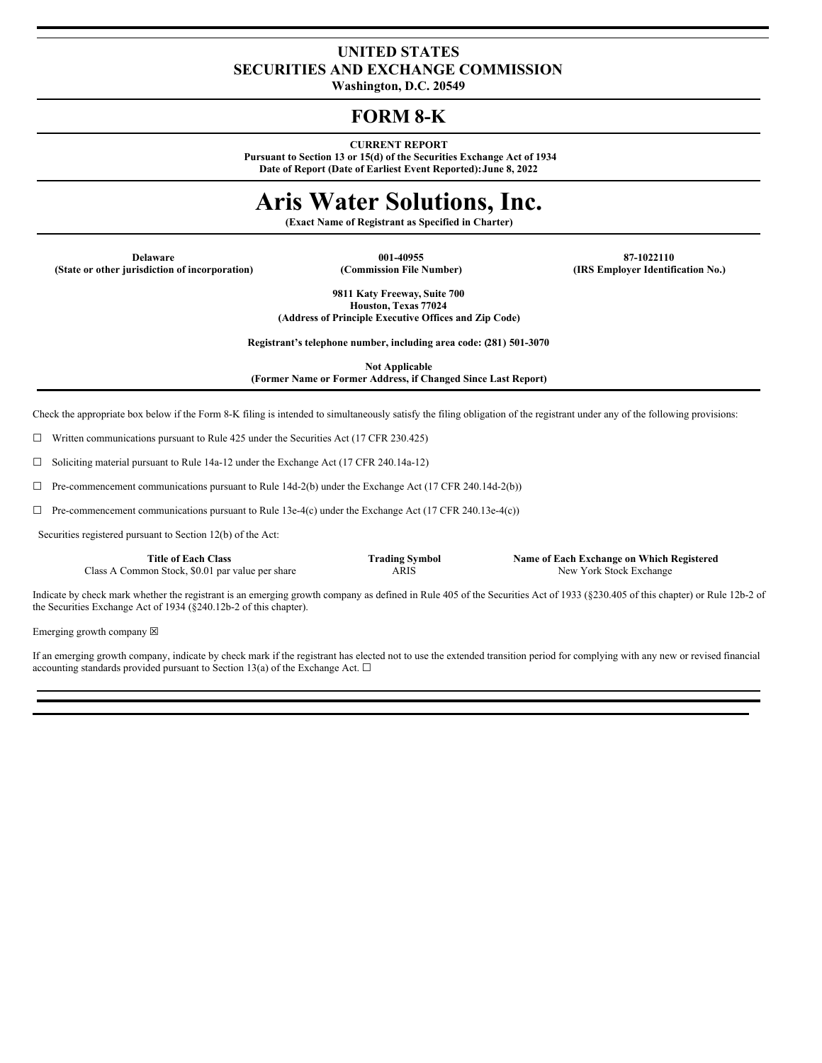# UNITED STATES
# SECURITIES AND EXCHANGE COMMISSION

**Washington, D.C. 20549**

# FORM 8-K

**CURRENT REPORT**

**Pursuant to Section 13 or 15(d) of the Securities Exchange Act of 1934**

**Date of Report (Date of Earliest Event Reported): June 8, 2022**

# Aris Water Solutions, Inc.

**(Exact Name of Registrant as Specified in Charter)**

| Delaware | 001-40955 | 87-1022110 |
|---|---|---|
| (State or other jurisdiction of incorporation) | (Commission File Number) | (IRS Employer Identification No.) |

**9811 Katy Freeway, Suite 700**
**Houston, Texas 77024**
**(Address of Principle Executive Offices and Zip Code)**

**Registrant's telephone number, including area code: (281) 501-3070**

**Not Applicable**
**(Former Name or Former Address, if Changed Since Last Report)**

Check the appropriate box below if the Form 8-K filing is intended to simultaneously satisfy the filing obligation of the registrant under any of the following provisions:

☐ Written communications pursuant to Rule 425 under the Securities Act (17 CFR 230.425)

☐ Soliciting material pursuant to Rule 14a-12 under the Exchange Act (17 CFR 240.14a-12)

☐ Pre-commencement communications pursuant to Rule 14d-2(b) under the Exchange Act (17 CFR 240.14d-2(b))

☐ Pre-commencement communications pursuant to Rule 13e-4(c) under the Exchange Act (17 CFR 240.13e-4(c))

Securities registered pursuant to Section 12(b) of the Act:

| Title of Each Class | Trading Symbol | Name of Each Exchange on Which Registered |
|---|---|---|
| Class A Common Stock, $0.01 par value per share | ARIS | New York Stock Exchange |

Indicate by check mark whether the registrant is an emerging growth company as defined in Rule 405 of the Securities Act of 1933 (§230.405 of this chapter) or Rule 12b-2 of the Securities Exchange Act of 1934 (§240.12b-2 of this chapter).

Emerging growth company ☒

If an emerging growth company, indicate by check mark if the registrant has elected not to use the extended transition period for complying with any new or revised financial accounting standards provided pursuant to Section 13(a) of the Exchange Act. ☐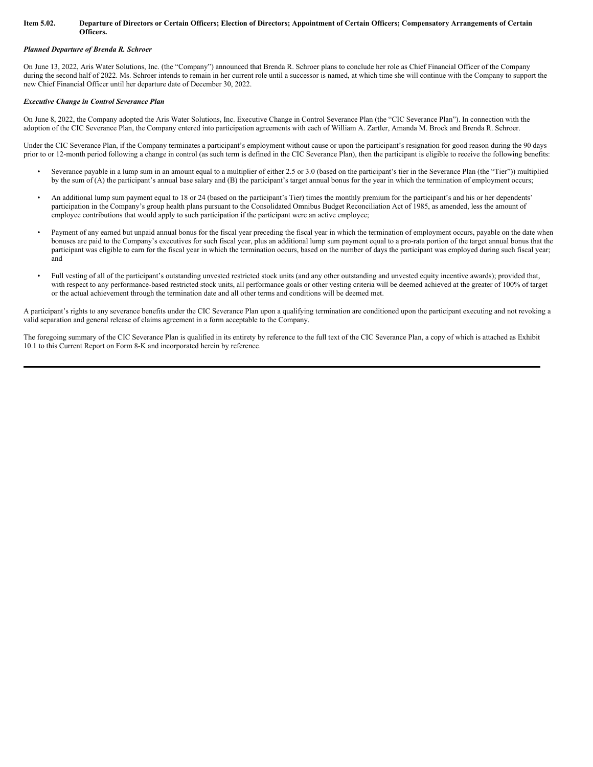**Item 5.02. Departure of Directors or Certain Officers; Election of Directors; Appointment of Certain Officers; Compensatory Arrangements of Certain Officers.**

***Planned Departure of Brenda R. Schroer***

On June 13, 2022, Aris Water Solutions, Inc. (the "Company") announced that Brenda R. Schroer plans to conclude her role as Chief Financial Officer of the Company during the second half of 2022. Ms. Schroer intends to remain in her current role until a successor is named, at which time she will continue with the Company to support the new Chief Financial Officer until her departure date of December 30, 2022.

***Executive Change in Control Severance Plan***

On June 8, 2022, the Company adopted the Aris Water Solutions, Inc. Executive Change in Control Severance Plan (the "CIC Severance Plan"). In connection with the adoption of the CIC Severance Plan, the Company entered into participation agreements with each of William A. Zartler, Amanda M. Brock and Brenda R. Schroer.

Under the CIC Severance Plan, if the Company terminates a participant's employment without cause or upon the participant's resignation for good reason during the 90 days prior to or 12-month period following a change in control (as such term is defined in the CIC Severance Plan), then the participant is eligible to receive the following benefits:

- Severance payable in a lump sum in an amount equal to a multiplier of either 2.5 or 3.0 (based on the participant's tier in the Severance Plan (the "Tier")) multiplied by the sum of (A) the participant's annual base salary and (B) the participant's target annual bonus for the year in which the termination of employment occurs;
- An additional lump sum payment equal to 18 or 24 (based on the participant's Tier) times the monthly premium for the participant's and his or her dependents' participation in the Company's group health plans pursuant to the Consolidated Omnibus Budget Reconciliation Act of 1985, as amended, less the amount of employee contributions that would apply to such participation if the participant were an active employee;
- Payment of any earned but unpaid annual bonus for the fiscal year preceding the fiscal year in which the termination of employment occurs, payable on the date when bonuses are paid to the Company's executives for such fiscal year, plus an additional lump sum payment equal to a pro-rata portion of the target annual bonus that the participant was eligible to earn for the fiscal year in which the termination occurs, based on the number of days the participant was employed during such fiscal year; and
- Full vesting of all of the participant's outstanding unvested restricted stock units (and any other outstanding and unvested equity incentive awards); provided that, with respect to any performance-based restricted stock units, all performance goals or other vesting criteria will be deemed achieved at the greater of 100% of target or the actual achievement through the termination date and all other terms and conditions will be deemed met.

A participant's rights to any severance benefits under the CIC Severance Plan upon a qualifying termination are conditioned upon the participant executing and not revoking a valid separation and general release of claims agreement in a form acceptable to the Company.

The foregoing summary of the CIC Severance Plan is qualified in its entirety by reference to the full text of the CIC Severance Plan, a copy of which is attached as Exhibit 10.1 to this Current Report on Form 8-K and incorporated herein by reference.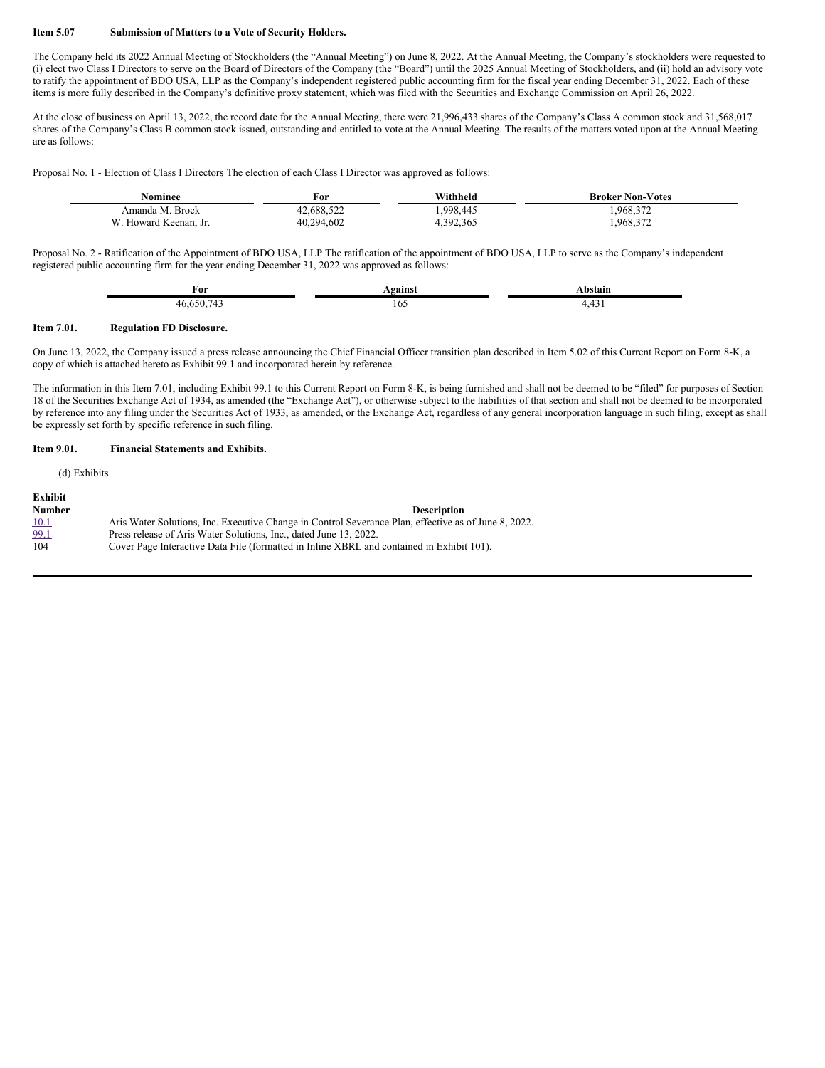**Item 5.07 Submission of Matters to a Vote of Security Holders.**

The Company held its 2022 Annual Meeting of Stockholders (the "Annual Meeting") on June 8, 2022. At the Annual Meeting, the Company's stockholders were requested to (i) elect two Class I Directors to serve on the Board of Directors of the Company (the "Board") until the 2025 Annual Meeting of Stockholders, and (ii) hold an advisory vote to ratify the appointment of BDO USA, LLP as the Company's independent registered public accounting firm for the fiscal year ending December 31, 2022. Each of these items is more fully described in the Company's definitive proxy statement, which was filed with the Securities and Exchange Commission on April 26, 2022.

At the close of business on April 13, 2022, the record date for the Annual Meeting, there were 21,996,433 shares of the Company's Class A common stock and 31,568,017 shares of the Company's Class B common stock issued, outstanding and entitled to vote at the Annual Meeting. The results of the matters voted upon at the Annual Meeting are as follows:

Proposal No. 1 - Election of Class I Directors The election of each Class I Director was approved as follows:

| Nominee | For | Withheld | Broker Non-Votes |
|---|---|---|---|
| Amanda M. Brock | 42,688,522 | 1,998,445 | 1,968,372 |
| W. Howard Keenan, Jr. | 40,294,602 | 4,392,365 | 1,968,372 |

Proposal No. 2 - Ratification of the Appointment of BDO USA, LLP The ratification of the appointment of BDO USA, LLP to serve as the Company's independent registered public accounting firm for the year ending December 31, 2022 was approved as follows:

| For | Against | Abstain |
|---|---|---|
| 46,650,743 | 165 | 4,431 |

**Item 7.01. Regulation FD Disclosure.**

On June 13, 2022, the Company issued a press release announcing the Chief Financial Officer transition plan described in Item 5.02 of this Current Report on Form 8-K, a copy of which is attached hereto as Exhibit 99.1 and incorporated herein by reference.

The information in this Item 7.01, including Exhibit 99.1 to this Current Report on Form 8-K, is being furnished and shall not be deemed to be "filed" for purposes of Section 18 of the Securities Exchange Act of 1934, as amended (the "Exchange Act"), or otherwise subject to the liabilities of that section and shall not be deemed to be incorporated by reference into any filing under the Securities Act of 1933, as amended, or the Exchange Act, regardless of any general incorporation language in such filing, except as shall be expressly set forth by specific reference in such filing.

**Item 9.01. Financial Statements and Exhibits.**

(d) Exhibits.

| Exhibit Number | Description |
|---|---|
| 10.1 | Aris Water Solutions, Inc. Executive Change in Control Severance Plan, effective as of June 8, 2022. |
| 99.1 | Press release of Aris Water Solutions, Inc., dated June 13, 2022. |
| 104 | Cover Page Interactive Data File (formatted in Inline XBRL and contained in Exhibit 101). |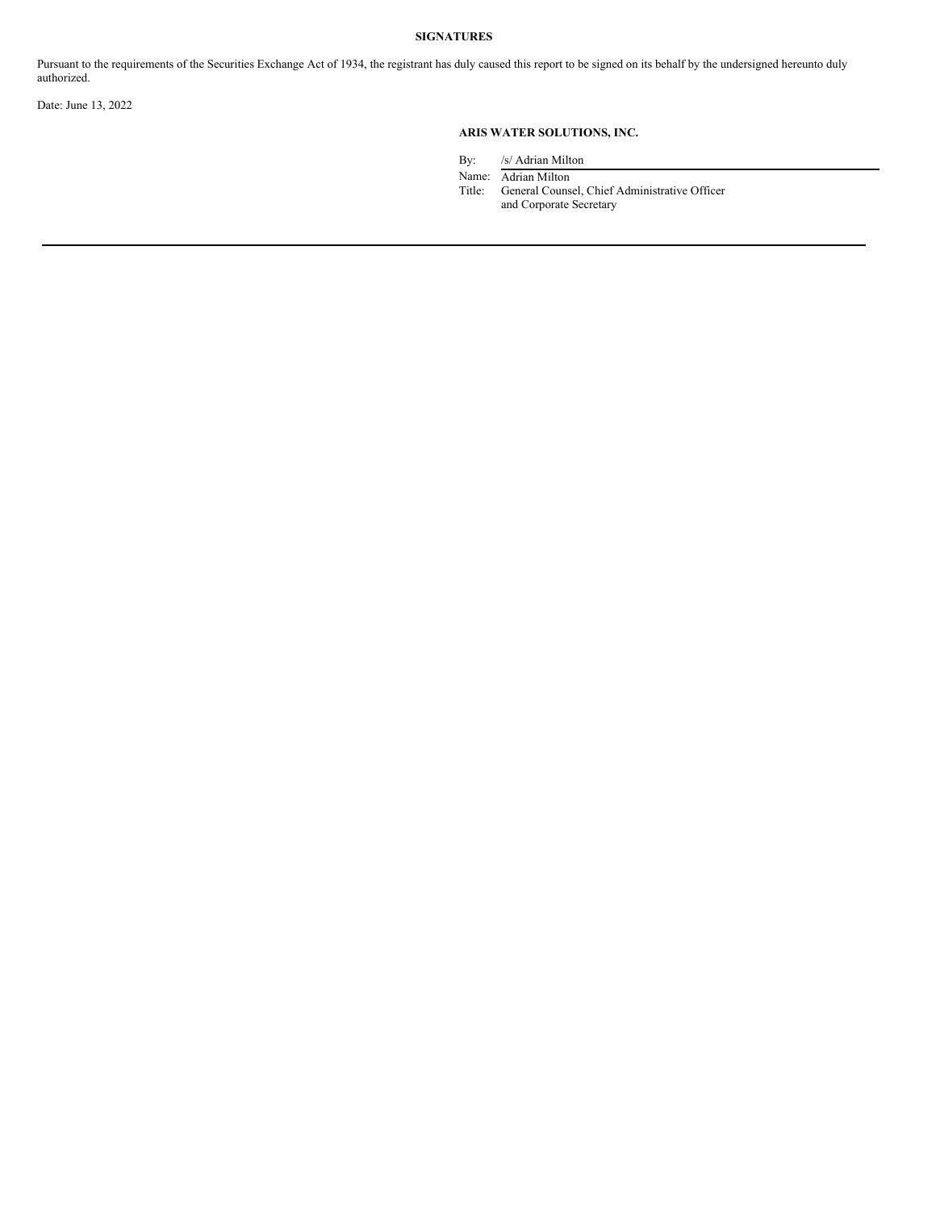**SIGNATURES**

Pursuant to the requirements of the Securities Exchange Act of 1934, the registrant has duly caused this report to be signed on its behalf by the undersigned hereunto duly authorized.

Date: June 13, 2022

**ARIS WATER SOLUTIONS, INC.**

By: /s/ Adrian Milton

Name: Adrian Milton

Title: General Counsel, Chief Administrative Officer and Corporate Secretary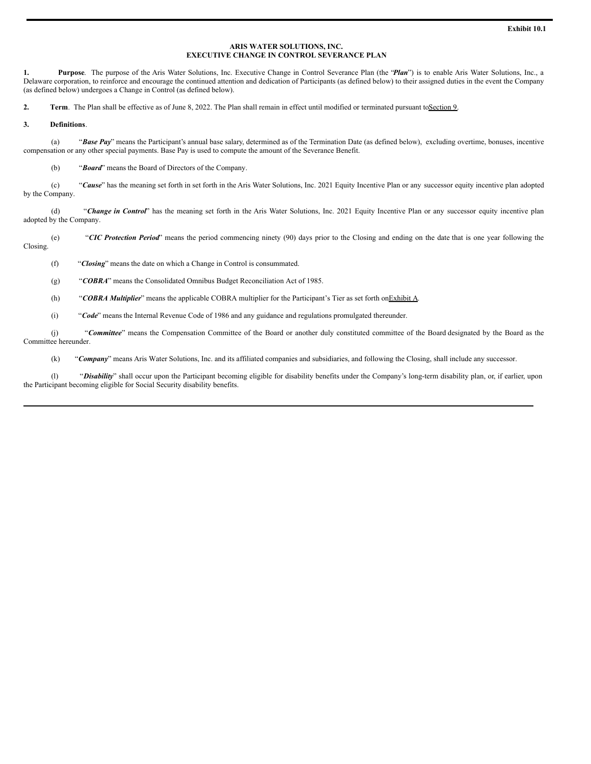Exhibit 10.1

**ARIS WATER SOLUTIONS, INC.**
**EXECUTIVE CHANGE IN CONTROL SEVERANCE PLAN**

**1. Purpose**. The purpose of the Aris Water Solutions, Inc. Executive Change in Control Severance Plan (the "***Plan***") is to enable Aris Water Solutions, Inc., a Delaware corporation, to reinforce and encourage the continued attention and dedication of Participants (as defined below) to their assigned duties in the event the Company (as defined below) undergoes a Change in Control (as defined below).

**2. Term**. The Plan shall be effective as of June 8, 2022. The Plan shall remain in effect until modified or terminated pursuant to Section 9.

**3. Definitions**.

(a) "***Base Pay***" means the Participant's annual base salary, determined as of the Termination Date (as defined below), excluding overtime, bonuses, incentive compensation or any other special payments. Base Pay is used to compute the amount of the Severance Benefit.

(b) "***Board***" means the Board of Directors of the Company.

(c) "***Cause***" has the meaning set forth in set forth in the Aris Water Solutions, Inc. 2021 Equity Incentive Plan or any successor equity incentive plan adopted by the Company.

(d) "***Change in Control***" has the meaning set forth in the Aris Water Solutions, Inc. 2021 Equity Incentive Plan or any successor equity incentive plan adopted by the Company.

(e) "***CIC Protection Period***" means the period commencing ninety (90) days prior to the Closing and ending on the date that is one year following the Closing.

(f) "***Closing***" means the date on which a Change in Control is consummated.

(g) "***COBRA***" means the Consolidated Omnibus Budget Reconciliation Act of 1985.

(h) "***COBRA Multiplier***" means the applicable COBRA multiplier for the Participant's Tier as set forth on Exhibit A.

(i) "***Code***" means the Internal Revenue Code of 1986 and any guidance and regulations promulgated thereunder.

(j) "***Committee***" means the Compensation Committee of the Board or another duly constituted committee of the Board designated by the Board as the Committee hereunder.

(k) "***Company***" means Aris Water Solutions, Inc. and its affiliated companies and subsidiaries, and following the Closing, shall include any successor.

(l) "***Disability***" shall occur upon the Participant becoming eligible for disability benefits under the Company's long-term disability plan, or, if earlier, upon the Participant becoming eligible for Social Security disability benefits.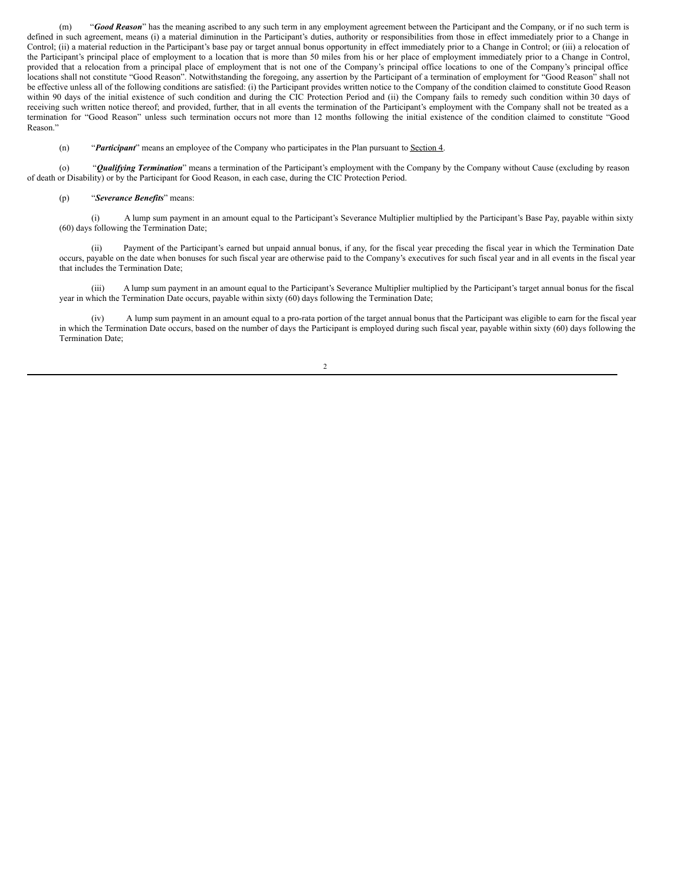(m) "***Good Reason***" has the meaning ascribed to any such term in any employment agreement between the Participant and the Company, or if no such term is defined in such agreement, means (i) a material diminution in the Participant's duties, authority or responsibilities from those in effect immediately prior to a Change in Control; (ii) a material reduction in the Participant's base pay or target annual bonus opportunity in effect immediately prior to a Change in Control; or (iii) a relocation of the Participant's principal place of employment to a location that is more than 50 miles from his or her place of employment immediately prior to a Change in Control, provided that a relocation from a principal place of employment that is not one of the Company's principal office locations to one of the Company's principal office locations shall not constitute "Good Reason". Notwithstanding the foregoing, any assertion by the Participant of a termination of employment for "Good Reason" shall not be effective unless all of the following conditions are satisfied: (i) the Participant provides written notice to the Company of the condition claimed to constitute Good Reason within 90 days of the initial existence of such condition and during the CIC Protection Period and (ii) the Company fails to remedy such condition within 30 days of receiving such written notice thereof; and provided, further, that in all events the termination of the Participant's employment with the Company shall not be treated as a termination for "Good Reason" unless such termination occurs not more than 12 months following the initial existence of the condition claimed to constitute "Good Reason."

(n) "***Participant***" means an employee of the Company who participates in the Plan pursuant to Section 4.

(o) "***Qualifying Termination***" means a termination of the Participant's employment with the Company by the Company without Cause (excluding by reason of death or Disability) or by the Participant for Good Reason, in each case, during the CIC Protection Period.

(p) "***Severance Benefits***" means:

(i) A lump sum payment in an amount equal to the Participant's Severance Multiplier multiplied by the Participant's Base Pay, payable within sixty (60) days following the Termination Date;

(ii) Payment of the Participant's earned but unpaid annual bonus, if any, for the fiscal year preceding the fiscal year in which the Termination Date occurs, payable on the date when bonuses for such fiscal year are otherwise paid to the Company's executives for such fiscal year and in all events in the fiscal year that includes the Termination Date;

(iii) A lump sum payment in an amount equal to the Participant's Severance Multiplier multiplied by the Participant's target annual bonus for the fiscal year in which the Termination Date occurs, payable within sixty (60) days following the Termination Date;

(iv) A lump sum payment in an amount equal to a pro-rata portion of the target annual bonus that the Participant was eligible to earn for the fiscal year in which the Termination Date occurs, based on the number of days the Participant is employed during such fiscal year, payable within sixty (60) days following the Termination Date;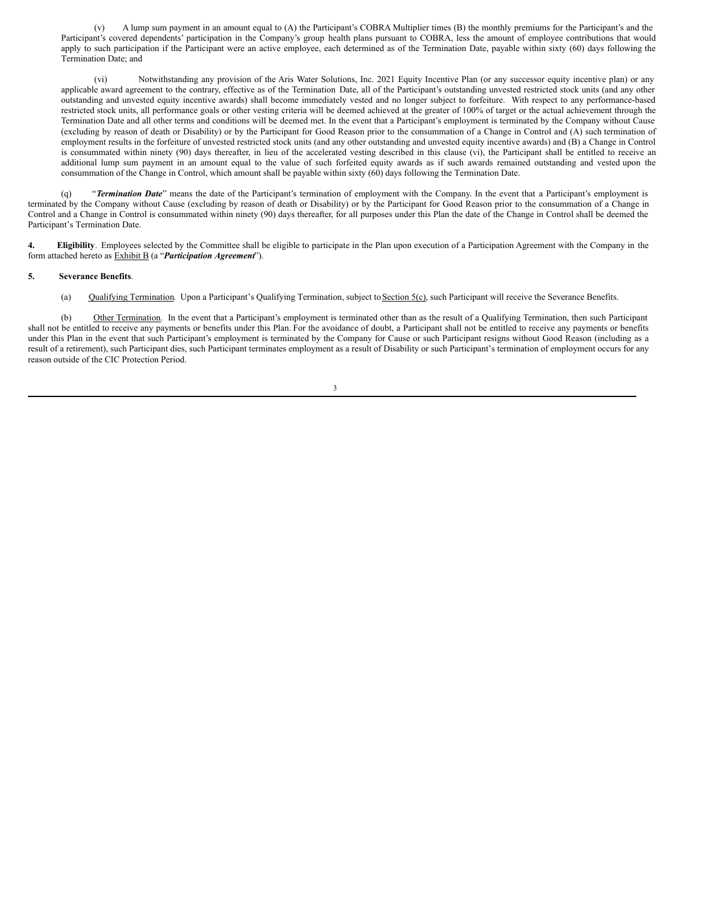(v) A lump sum payment in an amount equal to (A) the Participant's COBRA Multiplier times (B) the monthly premiums for the Participant's and the Participant's covered dependents' participation in the Company's group health plans pursuant to COBRA, less the amount of employee contributions that would apply to such participation if the Participant were an active employee, each determined as of the Termination Date, payable within sixty (60) days following the Termination Date; and

(vi) Notwithstanding any provision of the Aris Water Solutions, Inc. 2021 Equity Incentive Plan (or any successor equity incentive plan) or any applicable award agreement to the contrary, effective as of the Termination Date, all of the Participant's outstanding unvested restricted stock units (and any other outstanding and unvested equity incentive awards) shall become immediately vested and no longer subject to forfeiture. With respect to any performance-based restricted stock units, all performance goals or other vesting criteria will be deemed achieved at the greater of 100% of target or the actual achievement through the Termination Date and all other terms and conditions will be deemed met. In the event that a Participant's employment is terminated by the Company without Cause (excluding by reason of death or Disability) or by the Participant for Good Reason prior to the consummation of a Change in Control and (A) such termination of employment results in the forfeiture of unvested restricted stock units (and any other outstanding and unvested equity incentive awards) and (B) a Change in Control is consummated within ninety (90) days thereafter, in lieu of the accelerated vesting described in this clause (vi), the Participant shall be entitled to receive an additional lump sum payment in an amount equal to the value of such forfeited equity awards as if such awards remained outstanding and vested upon the consummation of the Change in Control, which amount shall be payable within sixty (60) days following the Termination Date.

(q) "***Termination Date***" means the date of the Participant's termination of employment with the Company. In the event that a Participant's employment is terminated by the Company without Cause (excluding by reason of death or Disability) or by the Participant for Good Reason prior to the consummation of a Change in Control and a Change in Control is consummated within ninety (90) days thereafter, for all purposes under this Plan the date of the Change in Control shall be deemed the Participant's Termination Date.

**4. Eligibility**. Employees selected by the Committee shall be eligible to participate in the Plan upon execution of a Participation Agreement with the Company in the form attached hereto as Exhibit B (a "***Participation Agreement***").

**5. Severance Benefits**.

(a) Qualifying Termination. Upon a Participant's Qualifying Termination, subject to Section 5(c), such Participant will receive the Severance Benefits.

(b) Other Termination. In the event that a Participant's employment is terminated other than as the result of a Qualifying Termination, then such Participant shall not be entitled to receive any payments or benefits under this Plan. For the avoidance of doubt, a Participant shall not be entitled to receive any payments or benefits under this Plan in the event that such Participant's employment is terminated by the Company for Cause or such Participant resigns without Good Reason (including as a result of a retirement), such Participant dies, such Participant terminates employment as a result of Disability or such Participant's termination of employment occurs for any reason outside of the CIC Protection Period.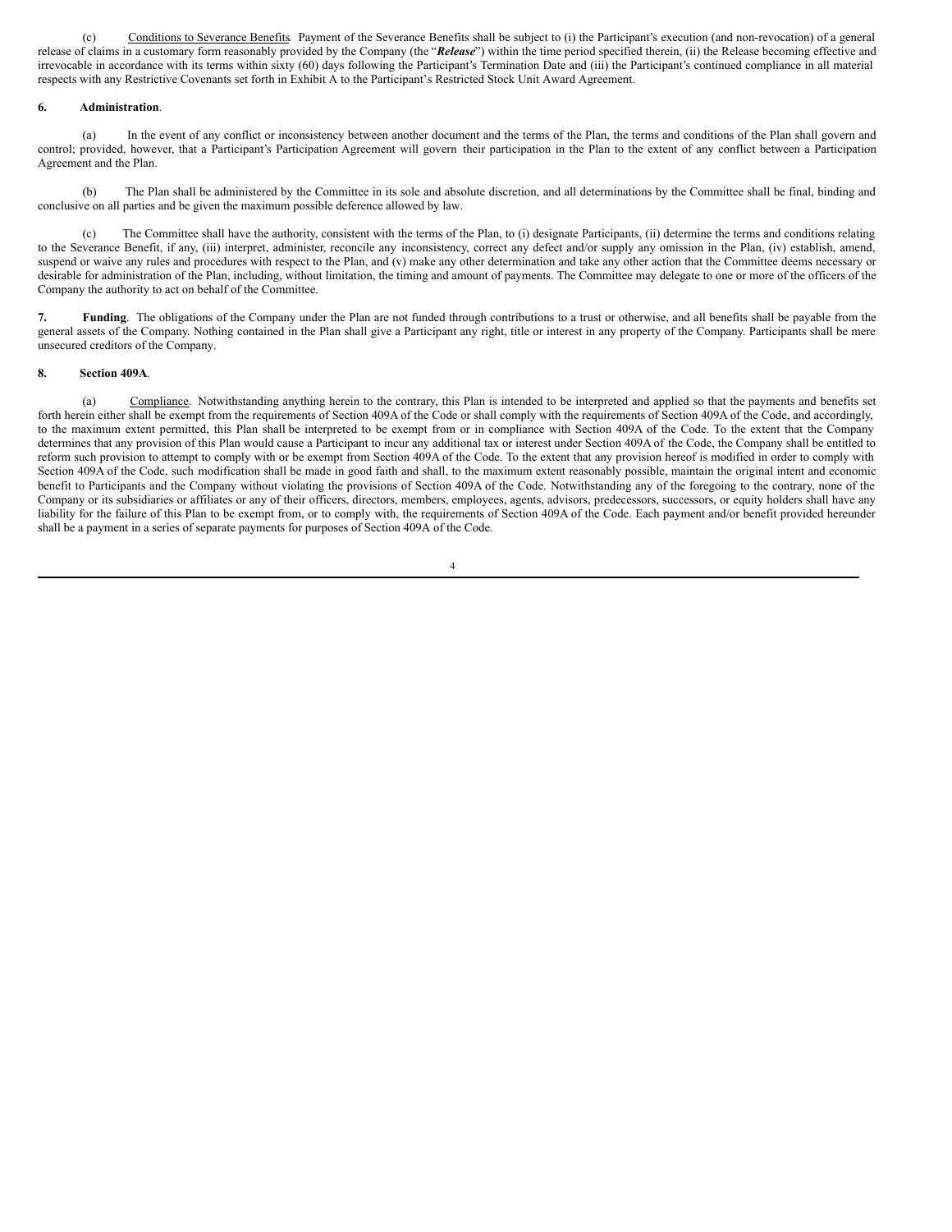(c) Conditions to Severance Benefits. Payment of the Severance Benefits shall be subject to (i) the Participant's execution (and non-revocation) of a general release of claims in a customary form reasonably provided by the Company (the "***Release***") within the time period specified therein, (ii) the Release becoming effective and irrevocable in accordance with its terms within sixty (60) days following the Participant's Termination Date and (iii) the Participant's continued compliance in all material respects with any Restrictive Covenants set forth in Exhibit A to the Participant's Restricted Stock Unit Award Agreement.

**6. Administration**.

(a) In the event of any conflict or inconsistency between another document and the terms of the Plan, the terms and conditions of the Plan shall govern and control; provided, however, that a Participant's Participation Agreement will govern their participation in the Plan to the extent of any conflict between a Participation Agreement and the Plan.

(b) The Plan shall be administered by the Committee in its sole and absolute discretion, and all determinations by the Committee shall be final, binding and conclusive on all parties and be given the maximum possible deference allowed by law.

(c) The Committee shall have the authority, consistent with the terms of the Plan, to (i) designate Participants, (ii) determine the terms and conditions relating to the Severance Benefit, if any, (iii) interpret, administer, reconcile any inconsistency, correct any defect and/or supply any omission in the Plan, (iv) establish, amend, suspend or waive any rules and procedures with respect to the Plan, and (v) make any other determination and take any other action that the Committee deems necessary or desirable for administration of the Plan, including, without limitation, the timing and amount of payments. The Committee may delegate to one or more of the officers of the Company the authority to act on behalf of the Committee.

**7. Funding**. The obligations of the Company under the Plan are not funded through contributions to a trust or otherwise, and all benefits shall be payable from the general assets of the Company. Nothing contained in the Plan shall give a Participant any right, title or interest in any property of the Company. Participants shall be mere unsecured creditors of the Company.

**8. Section 409A**.

(a) Compliance. Notwithstanding anything herein to the contrary, this Plan is intended to be interpreted and applied so that the payments and benefits set forth herein either shall be exempt from the requirements of Section 409A of the Code or shall comply with the requirements of Section 409A of the Code, and accordingly, to the maximum extent permitted, this Plan shall be interpreted to be exempt from or in compliance with Section 409A of the Code. To the extent that the Company determines that any provision of this Plan would cause a Participant to incur any additional tax or interest under Section 409A of the Code, the Company shall be entitled to reform such provision to attempt to comply with or be exempt from Section 409A of the Code. To the extent that any provision hereof is modified in order to comply with Section 409A of the Code, such modification shall be made in good faith and shall, to the maximum extent reasonably possible, maintain the original intent and economic benefit to Participants and the Company without violating the provisions of Section 409A of the Code. Notwithstanding any of the foregoing to the contrary, none of the Company or its subsidiaries or affiliates or any of their officers, directors, members, employees, agents, advisors, predecessors, successors, or equity holders shall have any liability for the failure of this Plan to be exempt from, or to comply with, the requirements of Section 409A of the Code. Each payment and/or benefit provided hereunder shall be a payment in a series of separate payments for purposes of Section 409A of the Code.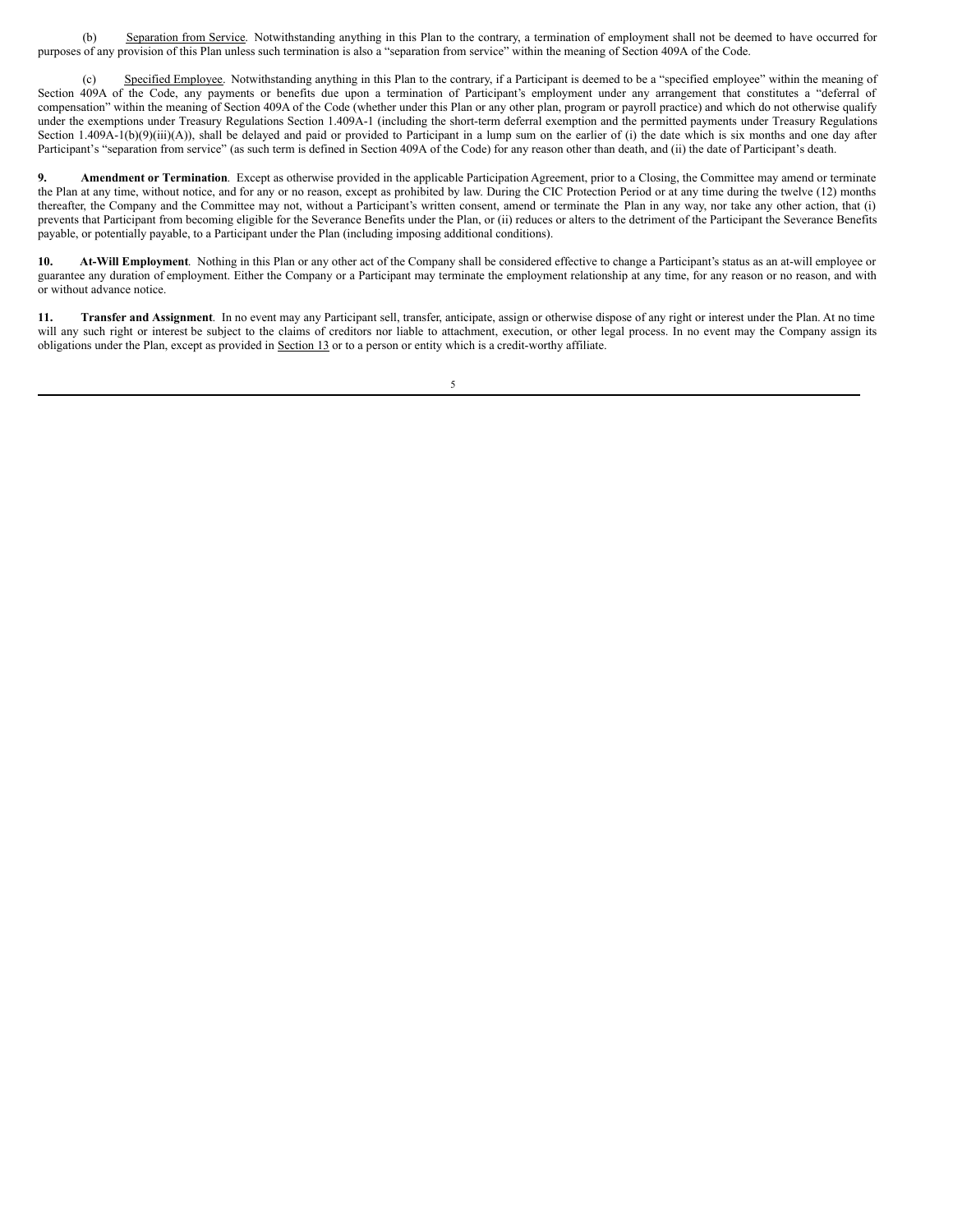(b) Separation from Service. Notwithstanding anything in this Plan to the contrary, a termination of employment shall not be deemed to have occurred for purposes of any provision of this Plan unless such termination is also a "separation from service" within the meaning of Section 409A of the Code.

(c) Specified Employee. Notwithstanding anything in this Plan to the contrary, if a Participant is deemed to be a "specified employee" within the meaning of Section 409A of the Code, any payments or benefits due upon a termination of Participant's employment under any arrangement that constitutes a "deferral of compensation" within the meaning of Section 409A of the Code (whether under this Plan or any other plan, program or payroll practice) and which do not otherwise qualify under the exemptions under Treasury Regulations Section 1.409A-1 (including the short-term deferral exemption and the permitted payments under Treasury Regulations Section 1.409A-1(b)(9)(iii)(A)), shall be delayed and paid or provided to Participant in a lump sum on the earlier of (i) the date which is six months and one day after Participant's "separation from service" (as such term is defined in Section 409A of the Code) for any reason other than death, and (ii) the date of Participant's death.

**9. Amendment or Termination**. Except as otherwise provided in the applicable Participation Agreement, prior to a Closing, the Committee may amend or terminate the Plan at any time, without notice, and for any or no reason, except as prohibited by law. During the CIC Protection Period or at any time during the twelve (12) months thereafter, the Company and the Committee may not, without a Participant's written consent, amend or terminate the Plan in any way, nor take any other action, that (i) prevents that Participant from becoming eligible for the Severance Benefits under the Plan, or (ii) reduces or alters to the detriment of the Participant the Severance Benefits payable, or potentially payable, to a Participant under the Plan (including imposing additional conditions).

**10. At-Will Employment**. Nothing in this Plan or any other act of the Company shall be considered effective to change a Participant's status as an at-will employee or guarantee any duration of employment. Either the Company or a Participant may terminate the employment relationship at any time, for any reason or no reason, and with or without advance notice.

**11. Transfer and Assignment**. In no event may any Participant sell, transfer, anticipate, assign or otherwise dispose of any right or interest under the Plan. At no time will any such right or interest be subject to the claims of creditors nor liable to attachment, execution, or other legal process. In no event may the Company assign its obligations under the Plan, except as provided in Section 13 or to a person or entity which is a credit-worthy affiliate.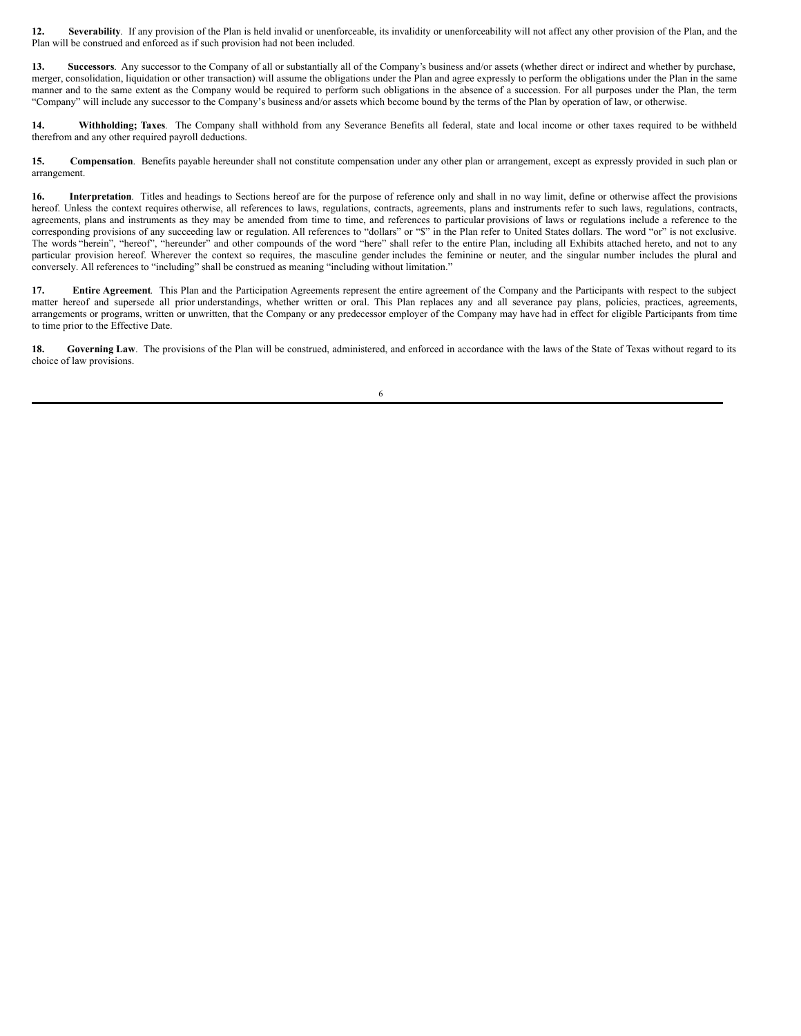**12. Severability**. If any provision of the Plan is held invalid or unenforceable, its invalidity or unenforceability will not affect any other provision of the Plan, and the Plan will be construed and enforced as if such provision had not been included.

**13. Successors**. Any successor to the Company of all or substantially all of the Company's business and/or assets (whether direct or indirect and whether by purchase, merger, consolidation, liquidation or other transaction) will assume the obligations under the Plan and agree expressly to perform the obligations under the Plan in the same manner and to the same extent as the Company would be required to perform such obligations in the absence of a succession. For all purposes under the Plan, the term "Company" will include any successor to the Company's business and/or assets which become bound by the terms of the Plan by operation of law, or otherwise.

**14. Withholding; Taxes**. The Company shall withhold from any Severance Benefits all federal, state and local income or other taxes required to be withheld therefrom and any other required payroll deductions.

**15. Compensation**. Benefits payable hereunder shall not constitute compensation under any other plan or arrangement, except as expressly provided in such plan or arrangement.

**16. Interpretation**. Titles and headings to Sections hereof are for the purpose of reference only and shall in no way limit, define or otherwise affect the provisions hereof. Unless the context requires otherwise, all references to laws, regulations, contracts, agreements, plans and instruments refer to such laws, regulations, contracts, agreements, plans and instruments as they may be amended from time to time, and references to particular provisions of laws or regulations include a reference to the corresponding provisions of any succeeding law or regulation. All references to "dollars" or "$" in the Plan refer to United States dollars. The word "or" is not exclusive. The words "herein", "hereof", "hereunder" and other compounds of the word "here" shall refer to the entire Plan, including all Exhibits attached hereto, and not to any particular provision hereof. Wherever the context so requires, the masculine gender includes the feminine or neuter, and the singular number includes the plural and conversely. All references to "including" shall be construed as meaning "including without limitation."

**17. Entire Agreement**. This Plan and the Participation Agreements represent the entire agreement of the Company and the Participants with respect to the subject matter hereof and supersede all prior understandings, whether written or oral. This Plan replaces any and all severance pay plans, policies, practices, agreements, arrangements or programs, written or unwritten, that the Company or any predecessor employer of the Company may have had in effect for eligible Participants from time to time prior to the Effective Date.

**18. Governing Law**. The provisions of the Plan will be construed, administered, and enforced in accordance with the laws of the State of Texas without regard to its choice of law provisions.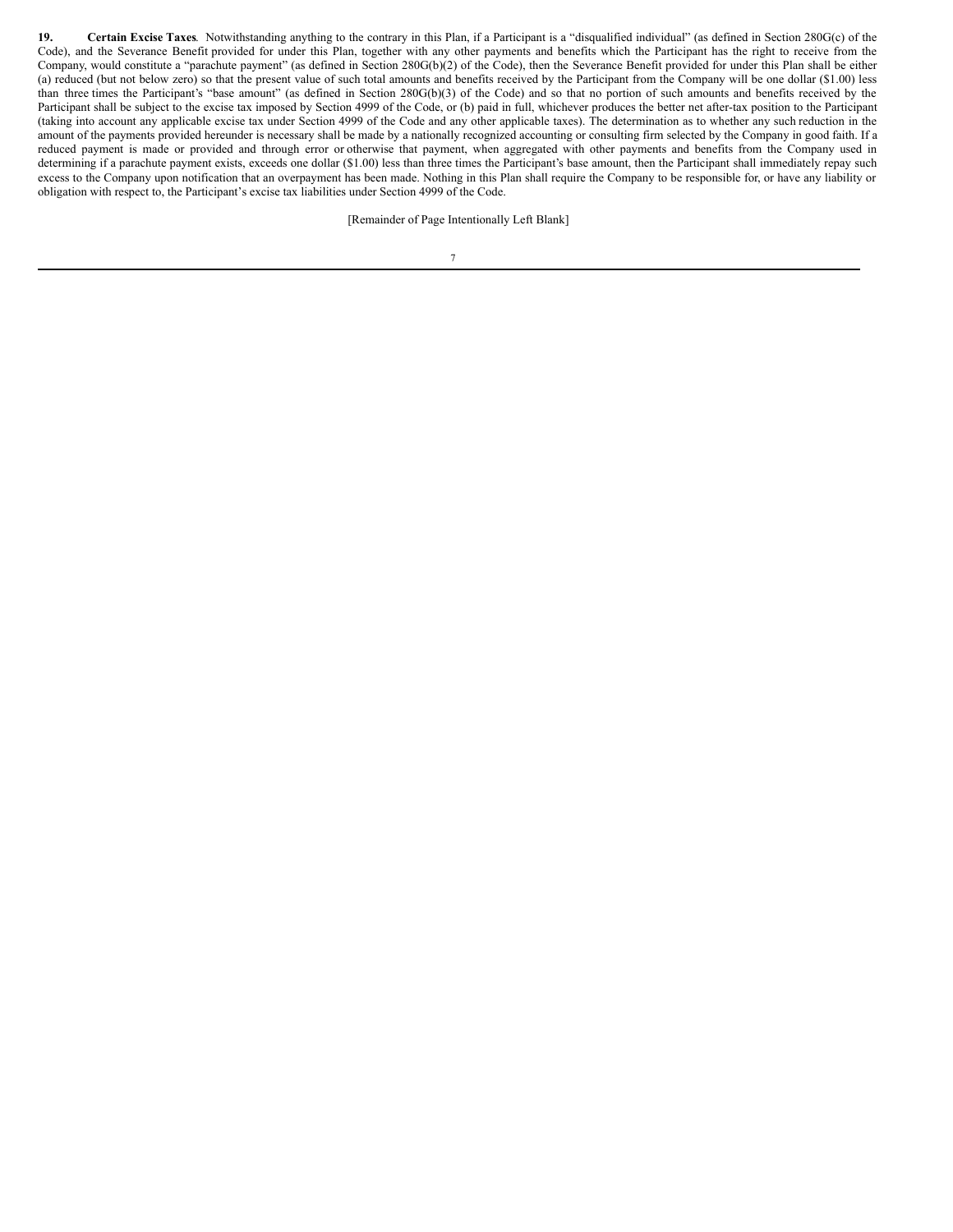**19. Certain Excise Taxes**. Notwithstanding anything to the contrary in this Plan, if a Participant is a "disqualified individual" (as defined in Section 280G(c) of the Code), and the Severance Benefit provided for under this Plan, together with any other payments and benefits which the Participant has the right to receive from the Company, would constitute a "parachute payment" (as defined in Section 280G(b)(2) of the Code), then the Severance Benefit provided for under this Plan shall be either (a) reduced (but not below zero) so that the present value of such total amounts and benefits received by the Participant from the Company will be one dollar ($1.00) less than three times the Participant's "base amount" (as defined in Section 280G(b)(3) of the Code) and so that no portion of such amounts and benefits received by the Participant shall be subject to the excise tax imposed by Section 4999 of the Code, or (b) paid in full, whichever produces the better net after-tax position to the Participant (taking into account any applicable excise tax under Section 4999 of the Code and any other applicable taxes). The determination as to whether any such reduction in the amount of the payments provided hereunder is necessary shall be made by a nationally recognized accounting or consulting firm selected by the Company in good faith. If a reduced payment is made or provided and through error or otherwise that payment, when aggregated with other payments and benefits from the Company used in determining if a parachute payment exists, exceeds one dollar ($1.00) less than three times the Participant's base amount, then the Participant shall immediately repay such excess to the Company upon notification that an overpayment has been made. Nothing in this Plan shall require the Company to be responsible for, or have any liability or obligation with respect to, the Participant's excise tax liabilities under Section 4999 of the Code.

[Remainder of Page Intentionally Left Blank]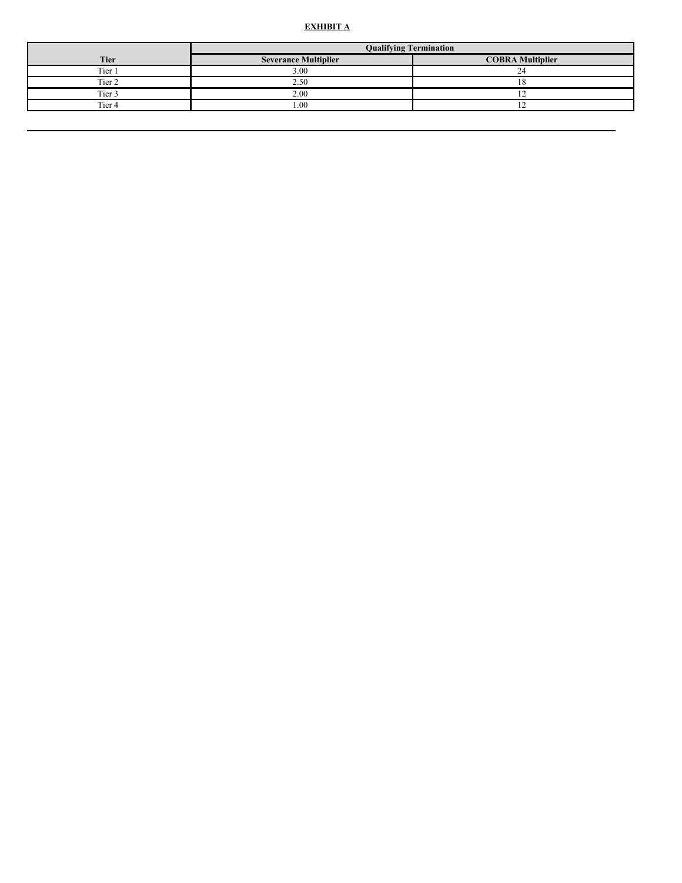**EXHIBIT A**

| | Qualifying Termination | |
|---|---|---|
| **Tier** | **Severance Multiplier** | **COBRA Multiplier** |
| Tier 1 | 3.00 | 24 |
| Tier 2 | 2.50 | 18 |
| Tier 3 | 2.00 | 12 |
| Tier 4 | 1.00 | 12 |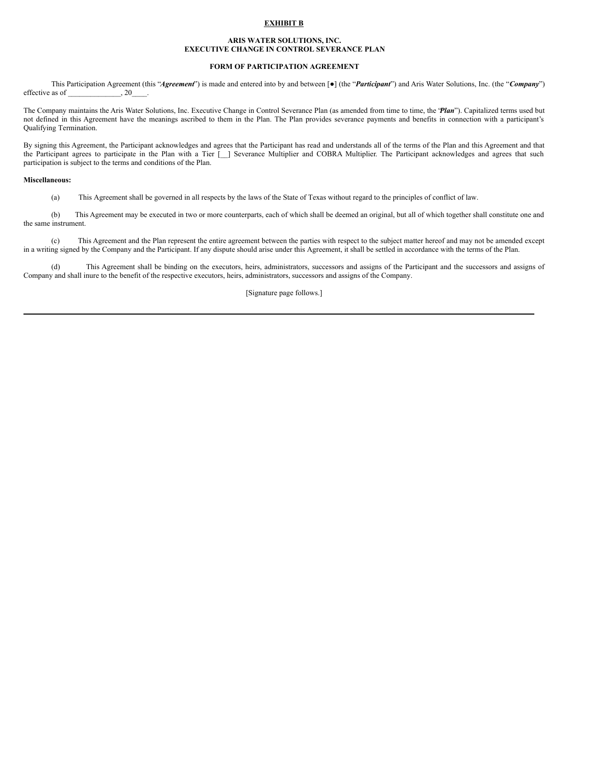**<u>EXHIBIT B</u>**

**ARIS WATER SOLUTIONS, INC.**
**EXECUTIVE CHANGE IN CONTROL SEVERANCE PLAN**

**FORM OF PARTICIPATION AGREEMENT**

This Participation Agreement (this "***Agreement***") is made and entered into by and between [●] (the "***Participant***") and Aris Water Solutions, Inc. (the "***Company***") effective as of ______________, 20____.

The Company maintains the Aris Water Solutions, Inc. Executive Change in Control Severance Plan (as amended from time to time, the "***Plan***"). Capitalized terms used but not defined in this Agreement have the meanings ascribed to them in the Plan. The Plan provides severance payments and benefits in connection with a participant's Qualifying Termination.

By signing this Agreement, the Participant acknowledges and agrees that the Participant has read and understands all of the terms of the Plan and this Agreement and that the Participant agrees to participate in the Plan with a Tier [__] Severance Multiplier and COBRA Multiplier. The Participant acknowledges and agrees that such participation is subject to the terms and conditions of the Plan.

**Miscellaneous:**

(a) This Agreement shall be governed in all respects by the laws of the State of Texas without regard to the principles of conflict of law.

(b) This Agreement may be executed in two or more counterparts, each of which shall be deemed an original, but all of which together shall constitute one and the same instrument.

(c) This Agreement and the Plan represent the entire agreement between the parties with respect to the subject matter hereof and may not be amended except in a writing signed by the Company and the Participant. If any dispute should arise under this Agreement, it shall be settled in accordance with the terms of the Plan.

(d) This Agreement shall be binding on the executors, heirs, administrators, successors and assigns of the Participant and the successors and assigns of Company and shall inure to the benefit of the respective executors, heirs, administrators, successors and assigns of the Company.

[Signature page follows.]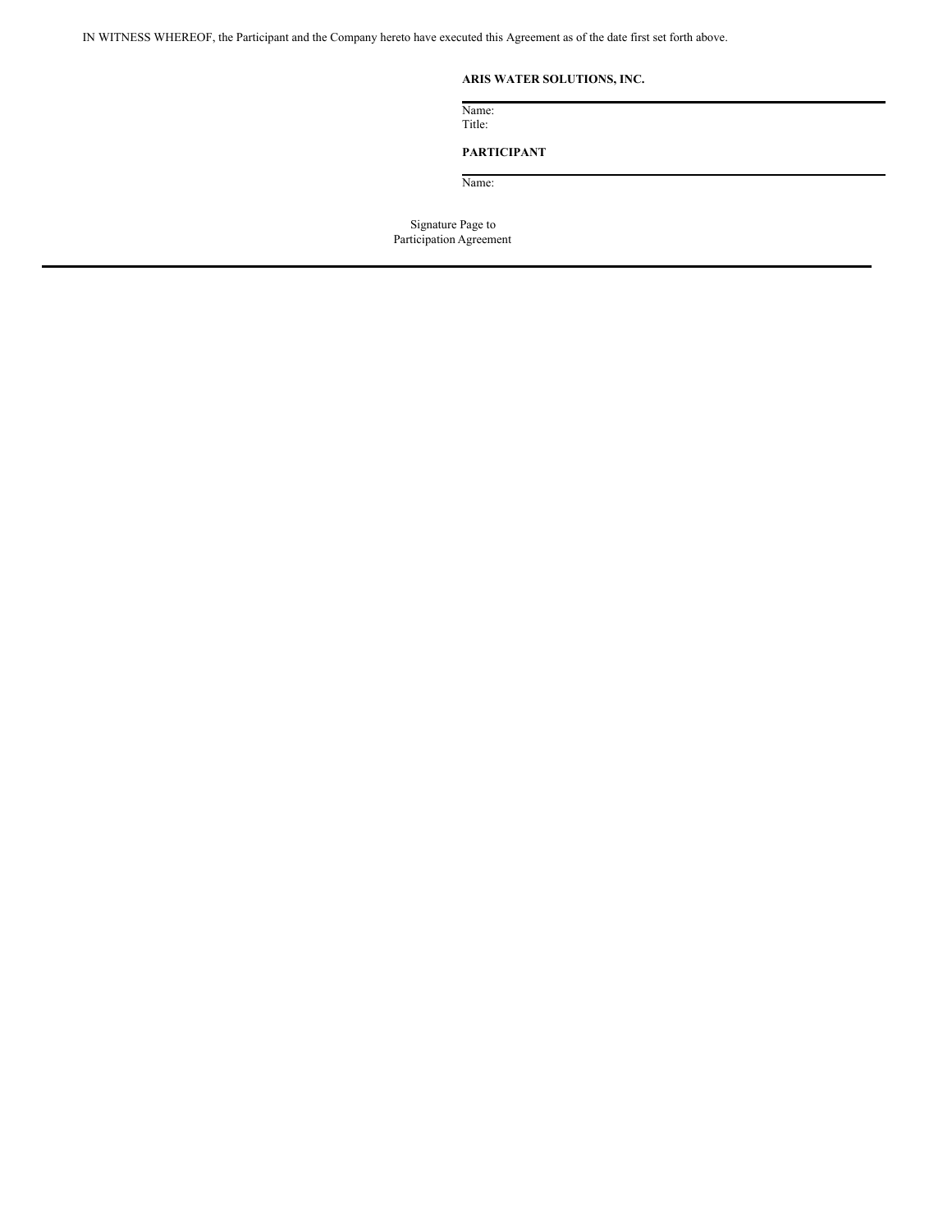IN WITNESS WHEREOF, the Participant and the Company hereto have executed this Agreement as of the date first set forth above.

**ARIS WATER SOLUTIONS, INC.**

\_\_\_\_\_\_\_\_\_\_\_\_\_\_\_\_\_\_\_\_\_\_\_\_\_\_\_\_\_\_\_\_\_\_\_\_\_\_\_\_

Name:

Title:

**PARTICIPANT**

\_\_\_\_\_\_\_\_\_\_\_\_\_\_\_\_\_\_\_\_\_\_\_\_\_\_\_\_\_\_\_\_\_\_\_\_\_\_\_\_

Name:

Signature Page to
Participation Agreement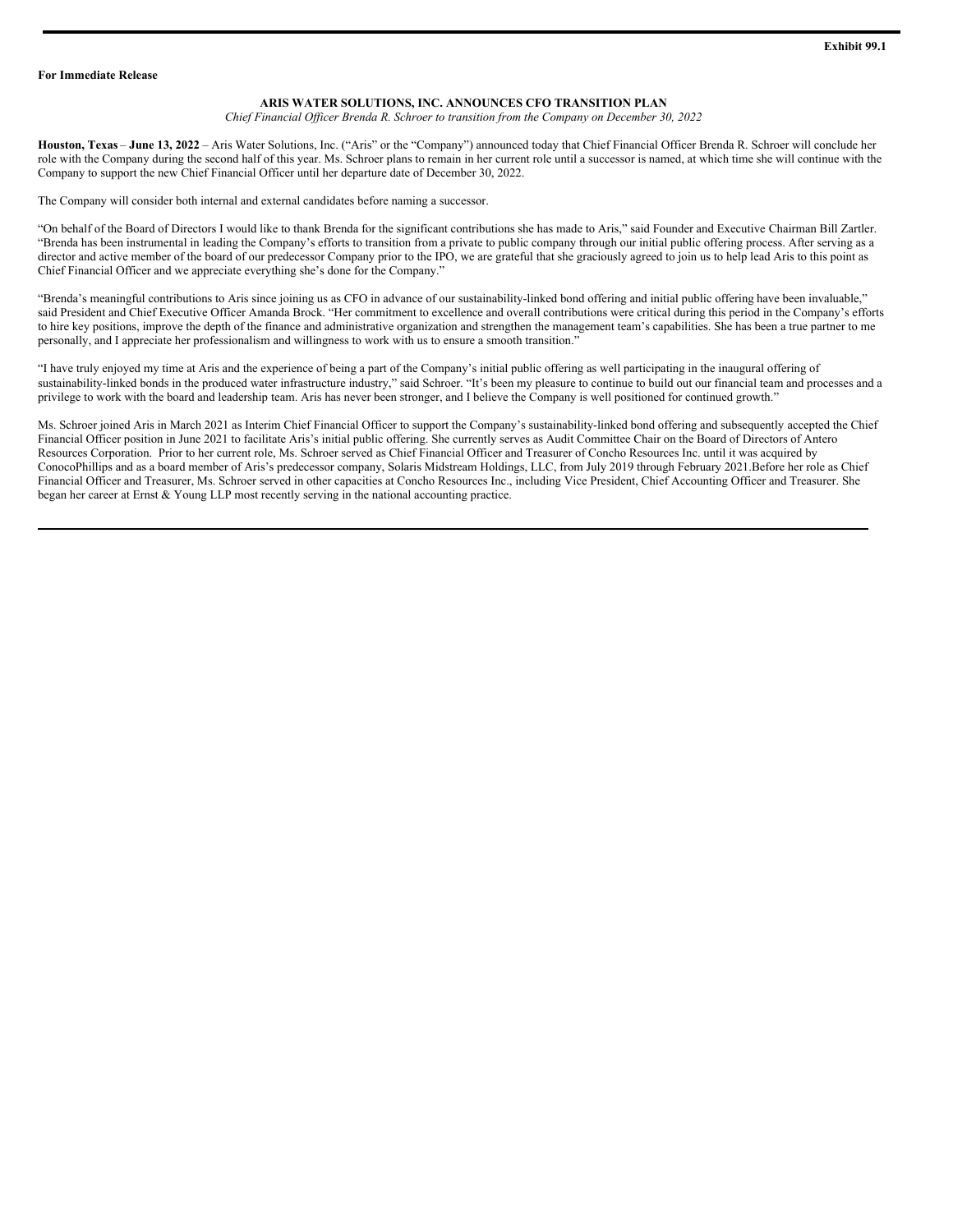**Exhibit 99.1**

**For Immediate Release**

**ARIS WATER SOLUTIONS, INC. ANNOUNCES CFO TRANSITION PLAN**

*Chief Financial Officer Brenda R. Schroer to transition from the Company on December 30, 2022*

**Houston, Texas** – **June 13, 2022** – Aris Water Solutions, Inc. ("Aris" or the "Company") announced today that Chief Financial Officer Brenda R. Schroer will conclude her role with the Company during the second half of this year. Ms. Schroer plans to remain in her current role until a successor is named, at which time she will continue with the Company to support the new Chief Financial Officer until her departure date of December 30, 2022.

The Company will consider both internal and external candidates before naming a successor.

"On behalf of the Board of Directors I would like to thank Brenda for the significant contributions she has made to Aris," said Founder and Executive Chairman Bill Zartler. "Brenda has been instrumental in leading the Company's efforts to transition from a private to public company through our initial public offering process. After serving as a director and active member of the board of our predecessor Company prior to the IPO, we are grateful that she graciously agreed to join us to help lead Aris to this point as Chief Financial Officer and we appreciate everything she's done for the Company."

"Brenda's meaningful contributions to Aris since joining us as CFO in advance of our sustainability-linked bond offering and initial public offering have been invaluable," said President and Chief Executive Officer Amanda Brock. "Her commitment to excellence and overall contributions were critical during this period in the Company's efforts to hire key positions, improve the depth of the finance and administrative organization and strengthen the management team's capabilities. She has been a true partner to me personally, and I appreciate her professionalism and willingness to work with us to ensure a smooth transition."

"I have truly enjoyed my time at Aris and the experience of being a part of the Company's initial public offering as well participating in the inaugural offering of sustainability-linked bonds in the produced water infrastructure industry," said Schroer. "It's been my pleasure to continue to build out our financial team and processes and a privilege to work with the board and leadership team. Aris has never been stronger, and I believe the Company is well positioned for continued growth."

Ms. Schroer joined Aris in March 2021 as Interim Chief Financial Officer to support the Company's sustainability-linked bond offering and subsequently accepted the Chief Financial Officer position in June 2021 to facilitate Aris's initial public offering. She currently serves as Audit Committee Chair on the Board of Directors of Antero Resources Corporation. Prior to her current role, Ms. Schroer served as Chief Financial Officer and Treasurer of Concho Resources Inc. until it was acquired by ConocoPhillips and as a board member of Aris's predecessor company, Solaris Midstream Holdings, LLC, from July 2019 through February 2021.Before her role as Chief Financial Officer and Treasurer, Ms. Schroer served in other capacities at Concho Resources Inc., including Vice President, Chief Accounting Officer and Treasurer. She began her career at Ernst & Young LLP most recently serving in the national accounting practice.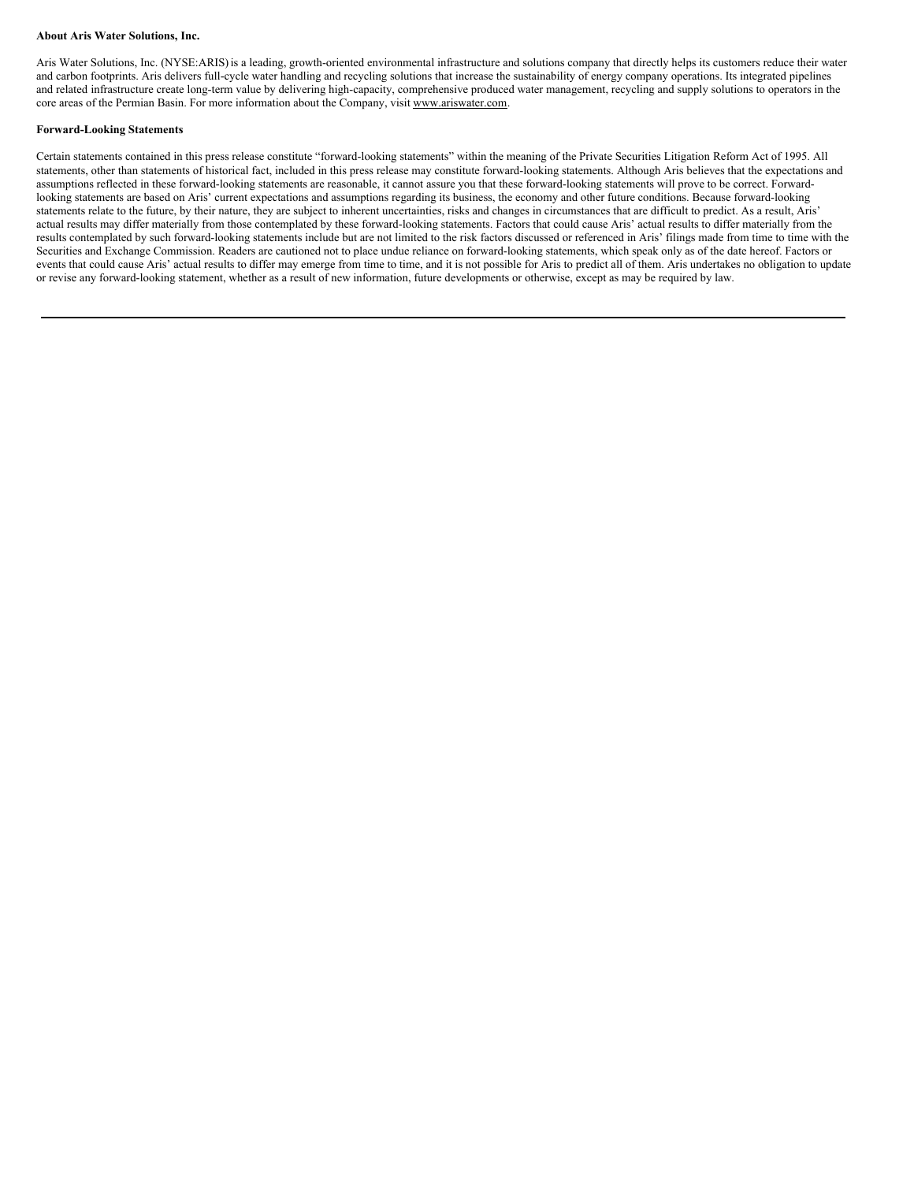**About Aris Water Solutions, Inc.**

Aris Water Solutions, Inc. (NYSE:ARIS) is a leading, growth-oriented environmental infrastructure and solutions company that directly helps its customers reduce their water and carbon footprints. Aris delivers full-cycle water handling and recycling solutions that increase the sustainability of energy company operations. Its integrated pipelines and related infrastructure create long-term value by delivering high-capacity, comprehensive produced water management, recycling and supply solutions to operators in the core areas of the Permian Basin. For more information about the Company, visit www.ariswater.com.

**Forward-Looking Statements**

Certain statements contained in this press release constitute "forward-looking statements" within the meaning of the Private Securities Litigation Reform Act of 1995. All statements, other than statements of historical fact, included in this press release may constitute forward-looking statements. Although Aris believes that the expectations and assumptions reflected in these forward-looking statements are reasonable, it cannot assure you that these forward-looking statements will prove to be correct. Forward-looking statements are based on Aris' current expectations and assumptions regarding its business, the economy and other future conditions. Because forward-looking statements relate to the future, by their nature, they are subject to inherent uncertainties, risks and changes in circumstances that are difficult to predict. As a result, Aris' actual results may differ materially from those contemplated by these forward-looking statements. Factors that could cause Aris' actual results to differ materially from the results contemplated by such forward-looking statements include but are not limited to the risk factors discussed or referenced in Aris' filings made from time to time with the Securities and Exchange Commission. Readers are cautioned not to place undue reliance on forward-looking statements, which speak only as of the date hereof. Factors or events that could cause Aris' actual results to differ may emerge from time to time, and it is not possible for Aris to predict all of them. Aris undertakes no obligation to update or revise any forward-looking statement, whether as a result of new information, future developments or otherwise, except as may be required by law.